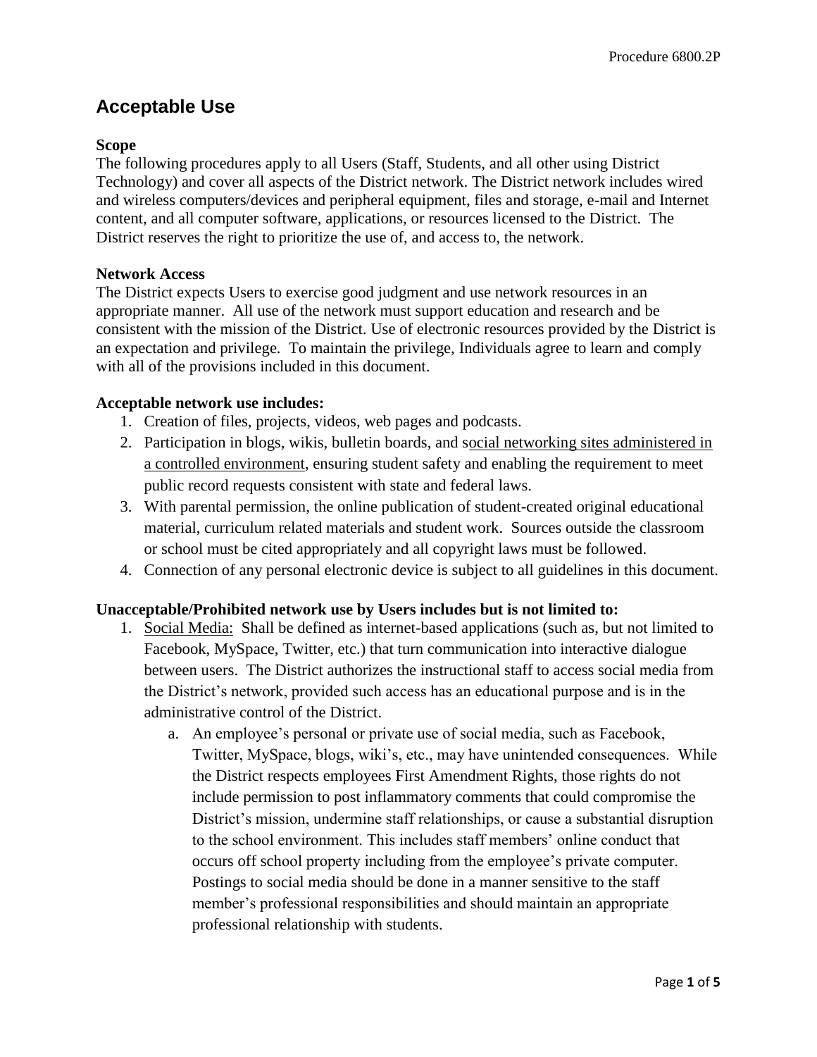# Acceptable Use

**Scope**
The following procedures apply to all Users (Staff, Students, and all other using District Technology) and cover all aspects of the District network. The District network includes wired and wireless computers/devices and peripheral equipment, files and storage, e-mail and Internet content, and all computer software, applications, or resources licensed to the District. The District reserves the right to prioritize the use of, and access to, the network.

**Network Access**
The District expects Users to exercise good judgment and use network resources in an appropriate manner. All use of the network must support education and research and be consistent with the mission of the District. Use of electronic resources provided by the District is an expectation and privilege. To maintain the privilege, Individuals agree to learn and comply with all of the provisions included in this document.

**Acceptable network use includes:**

1. Creation of files, projects, videos, web pages and podcasts.
2. Participation in blogs, wikis, bulletin boards, and social networking sites administered in a controlled environment, ensuring student safety and enabling the requirement to meet public record requests consistent with state and federal laws.
3. With parental permission, the online publication of student-created original educational material, curriculum related materials and student work. Sources outside the classroom or school must be cited appropriately and all copyright laws must be followed.
4. Connection of any personal electronic device is subject to all guidelines in this document.

**Unacceptable/Prohibited network use by Users includes but is not limited to:**

1. Social Media: Shall be defined as internet-based applications (such as, but not limited to Facebook, MySpace, Twitter, etc.) that turn communication into interactive dialogue between users. The District authorizes the instructional staff to access social media from the District's network, provided such access has an educational purpose and is in the administrative control of the District.
   a. An employee's personal or private use of social media, such as Facebook, Twitter, MySpace, blogs, wiki's, etc., may have unintended consequences. While the District respects employees First Amendment Rights, those rights do not include permission to post inflammatory comments that could compromise the District's mission, undermine staff relationships, or cause a substantial disruption to the school environment. This includes staff members' online conduct that occurs off school property including from the employee's private computer. Postings to social media should be done in a manner sensitive to the staff member's professional responsibilities and should maintain an appropriate professional relationship with students.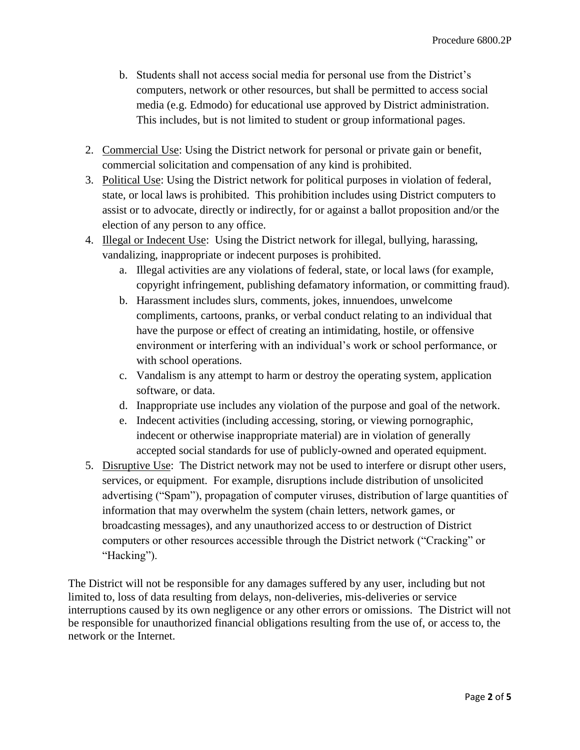b. Students shall not access social media for personal use from the District's computers, network or other resources, but shall be permitted to access social media (e.g. Edmodo) for educational use approved by District administration. This includes, but is not limited to student or group informational pages.

2. Commercial Use: Using the District network for personal or private gain or benefit, commercial solicitation and compensation of any kind is prohibited.
3. Political Use: Using the District network for political purposes in violation of federal, state, or local laws is prohibited. This prohibition includes using District computers to assist or to advocate, directly or indirectly, for or against a ballot proposition and/or the election of any person to any office.
4. Illegal or Indecent Use: Using the District network for illegal, bullying, harassing, vandalizing, inappropriate or indecent purposes is prohibited.
   a. Illegal activities are any violations of federal, state, or local laws (for example, copyright infringement, publishing defamatory information, or committing fraud).
   b. Harassment includes slurs, comments, jokes, innuendoes, unwelcome compliments, cartoons, pranks, or verbal conduct relating to an individual that have the purpose or effect of creating an intimidating, hostile, or offensive environment or interfering with an individual's work or school performance, or with school operations.
   c. Vandalism is any attempt to harm or destroy the operating system, application software, or data.
   d. Inappropriate use includes any violation of the purpose and goal of the network.
   e. Indecent activities (including accessing, storing, or viewing pornographic, indecent or otherwise inappropriate material) are in violation of generally accepted social standards for use of publicly-owned and operated equipment.
5. Disruptive Use: The District network may not be used to interfere or disrupt other users, services, or equipment. For example, disruptions include distribution of unsolicited advertising ("Spam"), propagation of computer viruses, distribution of large quantities of information that may overwhelm the system (chain letters, network games, or broadcasting messages), and any unauthorized access to or destruction of District computers or other resources accessible through the District network ("Cracking" or "Hacking").

The District will not be responsible for any damages suffered by any user, including but not limited to, loss of data resulting from delays, non-deliveries, mis-deliveries or service interruptions caused by its own negligence or any other errors or omissions. The District will not be responsible for unauthorized financial obligations resulting from the use of, or access to, the network or the Internet.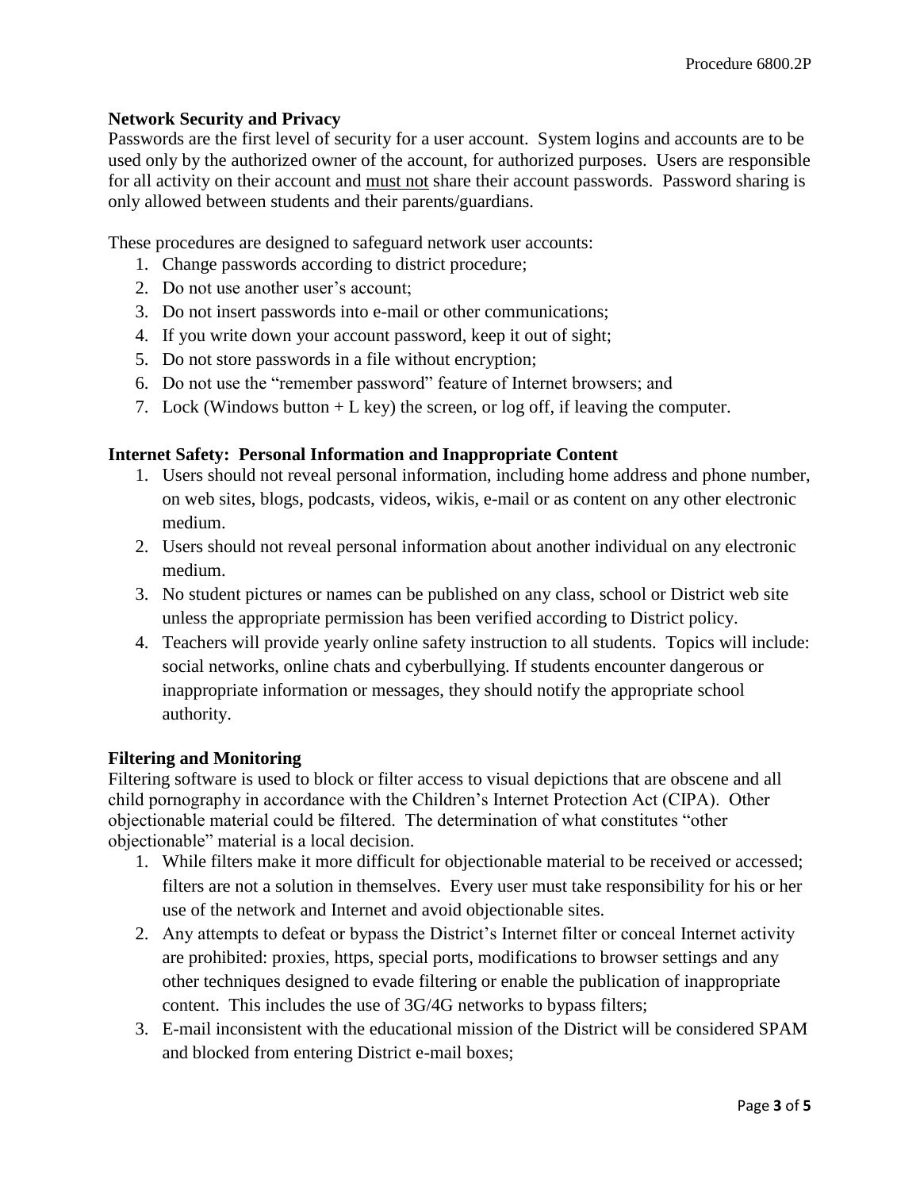### Network Security and Privacy

Passwords are the first level of security for a user account. System logins and accounts are to be used only by the authorized owner of the account, for authorized purposes. Users are responsible for all activity on their account and <u>must not</u> share their account passwords. Password sharing is only allowed between students and their parents/guardians.

These procedures are designed to safeguard network user accounts:

1. Change passwords according to district procedure;
2. Do not use another user's account;
3. Do not insert passwords into e-mail or other communications;
4. If you write down your account password, keep it out of sight;
5. Do not store passwords in a file without encryption;
6. Do not use the "remember password" feature of Internet browsers; and
7. Lock (Windows button + L key) the screen, or log off, if leaving the computer.

### Internet Safety: Personal Information and Inappropriate Content

1. Users should not reveal personal information, including home address and phone number, on web sites, blogs, podcasts, videos, wikis, e-mail or as content on any other electronic medium.
2. Users should not reveal personal information about another individual on any electronic medium.
3. No student pictures or names can be published on any class, school or District web site unless the appropriate permission has been verified according to District policy.
4. Teachers will provide yearly online safety instruction to all students. Topics will include: social networks, online chats and cyberbullying. If students encounter dangerous or inappropriate information or messages, they should notify the appropriate school authority.

### Filtering and Monitoring

Filtering software is used to block or filter access to visual depictions that are obscene and all child pornography in accordance with the Children's Internet Protection Act (CIPA). Other objectionable material could be filtered. The determination of what constitutes "other objectionable" material is a local decision.

1. While filters make it more difficult for objectionable material to be received or accessed; filters are not a solution in themselves. Every user must take responsibility for his or her use of the network and Internet and avoid objectionable sites.
2. Any attempts to defeat or bypass the District's Internet filter or conceal Internet activity are prohibited: proxies, https, special ports, modifications to browser settings and any other techniques designed to evade filtering or enable the publication of inappropriate content. This includes the use of 3G/4G networks to bypass filters;
3. E-mail inconsistent with the educational mission of the District will be considered SPAM and blocked from entering District e-mail boxes;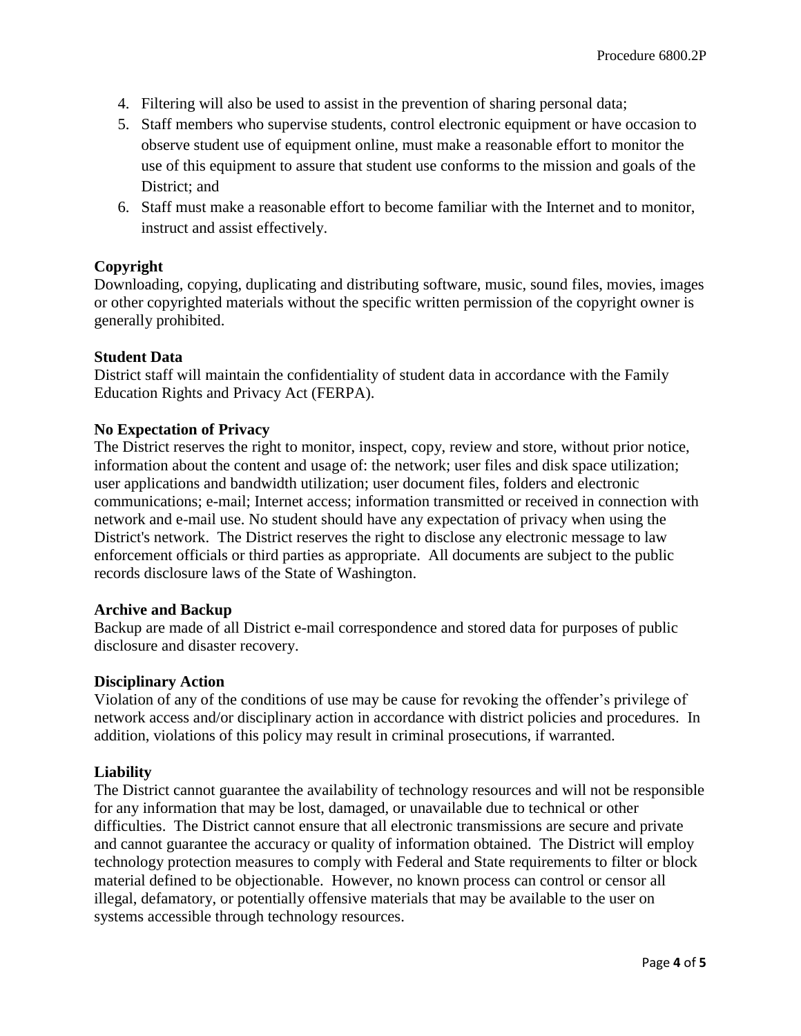4. Filtering will also be used to assist in the prevention of sharing personal data;
5. Staff members who supervise students, control electronic equipment or have occasion to observe student use of equipment online, must make a reasonable effort to monitor the use of this equipment to assure that student use conforms to the mission and goals of the District; and
6. Staff must make a reasonable effort to become familiar with the Internet and to monitor, instruct and assist effectively.

**Copyright**

Downloading, copying, duplicating and distributing software, music, sound files, movies, images or other copyrighted materials without the specific written permission of the copyright owner is generally prohibited.

**Student Data**

District staff will maintain the confidentiality of student data in accordance with the Family Education Rights and Privacy Act (FERPA).

**No Expectation of Privacy**

The District reserves the right to monitor, inspect, copy, review and store, without prior notice, information about the content and usage of: the network; user files and disk space utilization; user applications and bandwidth utilization; user document files, folders and electronic communications; e-mail; Internet access; information transmitted or received in connection with network and e-mail use. No student should have any expectation of privacy when using the District's network. The District reserves the right to disclose any electronic message to law enforcement officials or third parties as appropriate. All documents are subject to the public records disclosure laws of the State of Washington.

**Archive and Backup**

Backup are made of all District e-mail correspondence and stored data for purposes of public disclosure and disaster recovery.

**Disciplinary Action**

Violation of any of the conditions of use may be cause for revoking the offender's privilege of network access and/or disciplinary action in accordance with district policies and procedures. In addition, violations of this policy may result in criminal prosecutions, if warranted.

**Liability**

The District cannot guarantee the availability of technology resources and will not be responsible for any information that may be lost, damaged, or unavailable due to technical or other difficulties. The District cannot ensure that all electronic transmissions are secure and private and cannot guarantee the accuracy or quality of information obtained. The District will employ technology protection measures to comply with Federal and State requirements to filter or block material defined to be objectionable. However, no known process can control or censor all illegal, defamatory, or potentially offensive materials that may be available to the user on systems accessible through technology resources.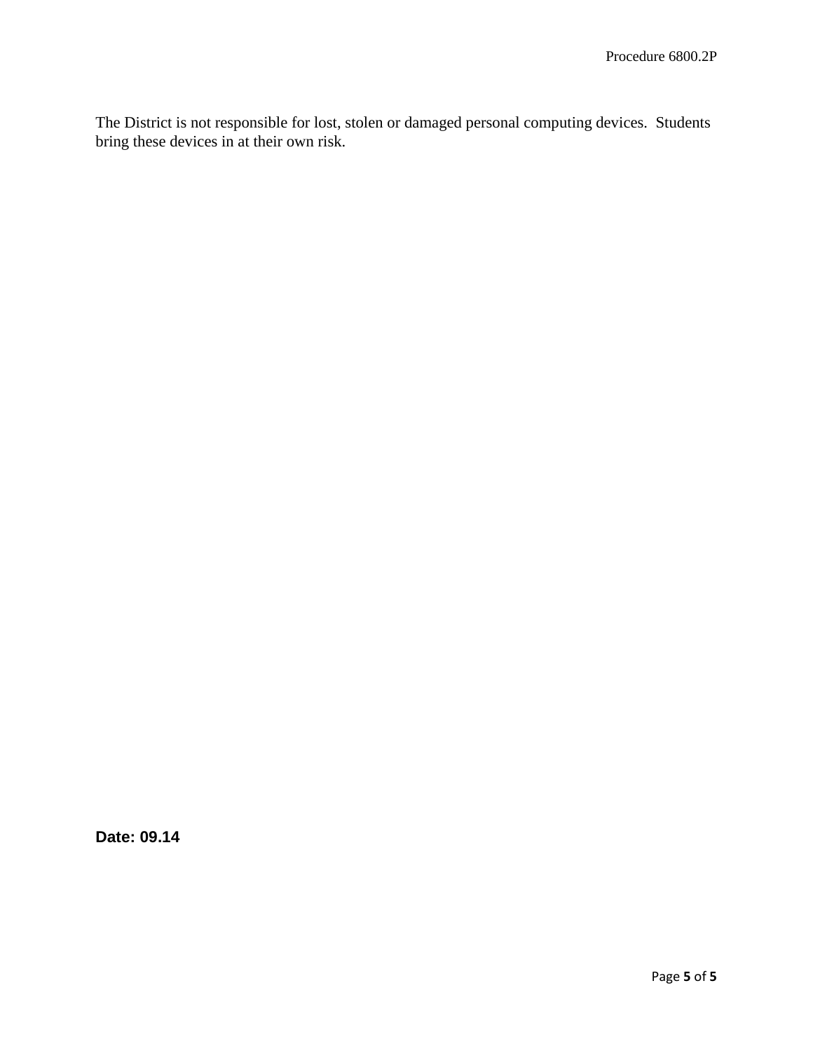The District is not responsible for lost, stolen or damaged personal computing devices. Students bring these devices in at their own risk.

**Date: 09.14**